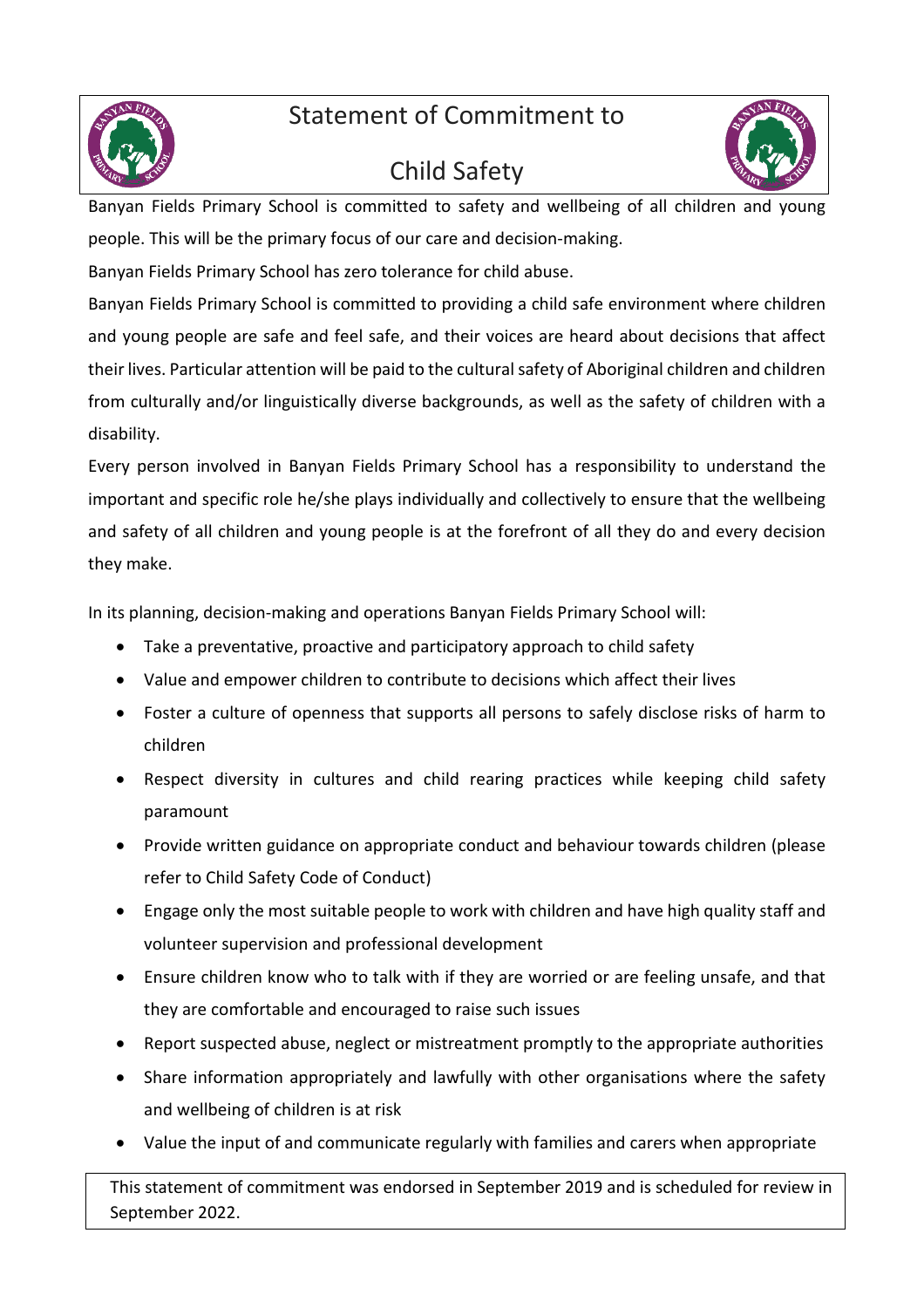# Statement of Commitment to Child Safety

Banyan Fields Primary School is committed to safety and wellbeing of all children and young people. This will be the primary focus of our care and decision-making.

Banyan Fields Primary School has zero tolerance for child abuse.

Banyan Fields Primary School is committed to providing a child safe environment where children and young people are safe and feel safe, and their voices are heard about decisions that affect their lives. Particular attention will be paid to the cultural safety of Aboriginal children and children from culturally and/or linguistically diverse backgrounds, as well as the safety of children with a disability.

Every person involved in Banyan Fields Primary School has a responsibility to understand the important and specific role he/she plays individually and collectively to ensure that the wellbeing and safety of all children and young people is at the forefront of all they do and every decision they make.

In its planning, decision-making and operations Banyan Fields Primary School will:

- Take a preventative, proactive and participatory approach to child safety
- Value and empower children to contribute to decisions which affect their lives
- Foster a culture of openness that supports all persons to safely disclose risks of harm to children
- Respect diversity in cultures and child rearing practices while keeping child safety paramount
- Provide written guidance on appropriate conduct and behaviour towards children (please refer to Child Safety Code of Conduct)
- Engage only the most suitable people to work with children and have high quality staff and volunteer supervision and professional development
- Ensure children know who to talk with if they are worried or are feeling unsafe, and that they are comfortable and encouraged to raise such issues
- Report suspected abuse, neglect or mistreatment promptly to the appropriate authorities
- Share information appropriately and lawfully with other organisations where the safety and wellbeing of children is at risk
- Value the input of and communicate regularly with families and carers when appropriate

This statement of commitment was endorsed in September 2019 and is scheduled for review in September 2022.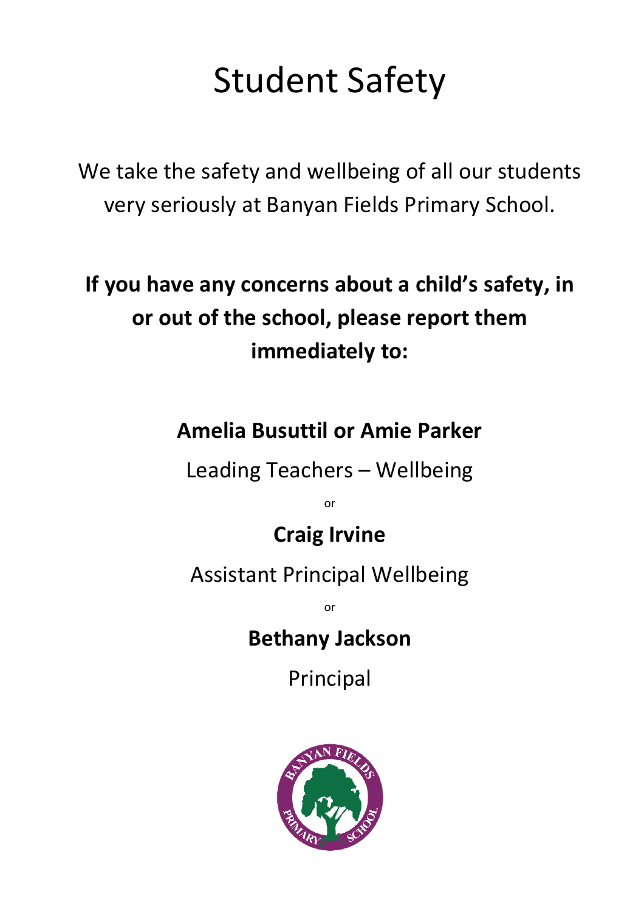# Student Safety

We take the safety and wellbeing of all our students very seriously at Banyan Fields Primary School.

**If you have any concerns about a child's safety, in or out of the school, please report them immediately to:**

**Amelia Busuttil or Amie Parker**

Leading Teachers – Wellbeing

or

**Craig Irvine**

Assistant Principal Wellbeing

or

**Bethany Jackson**

Principal